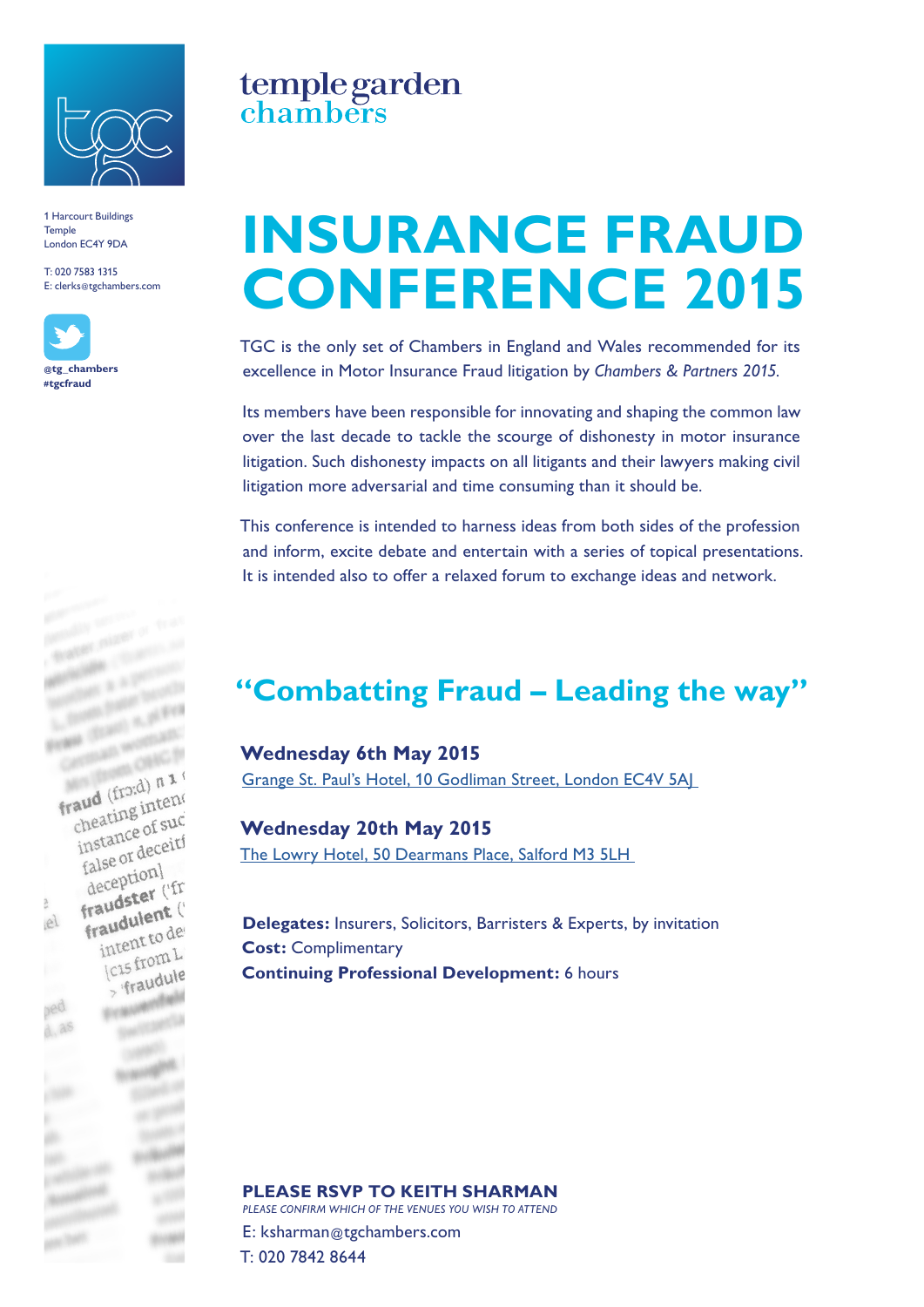temple garden chambers

1 Harcourt Buildings
Temple
London EC4Y 9DA

T: 020 7583 1315
E: clerks@tgchambers.com

@tg_chambers
#tgcfraud

# INSURANCE FRAUD CONFERENCE 2015

TGC is the only set of Chambers in England and Wales recommended for its excellence in Motor Insurance Fraud litigation by *Chambers & Partners 2015*.

Its members have been responsible for innovating and shaping the common law over the last decade to tackle the scourge of dishonesty in motor insurance litigation. Such dishonesty impacts on all litigants and their lawyers making civil litigation more adversarial and time consuming than it should be.

This conference is intended to harness ideas from both sides of the profession and inform, excite debate and entertain with a series of topical presentations. It is intended also to offer a relaxed forum to exchange ideas and network.

## "Combatting Fraud – Leading the way"

**Wednesday 6th May 2015**
Grange St. Paul's Hotel, 10 Godliman Street, London EC4V 5AJ

**Wednesday 20th May 2015**
The Lowry Hotel, 50 Dearmans Place, Salford M3 5LH

**Delegates:** Insurers, Solicitors, Barristers & Experts, by invitation
**Cost:** Complimentary
**Continuing Professional Development:** 6 hours

**PLEASE RSVP TO KEITH SHARMAN**
*PLEASE CONFIRM WHICH OF THE VENUES YOU WISH TO ATTEND*
E: ksharman@tgchambers.com
T: 020 7842 8644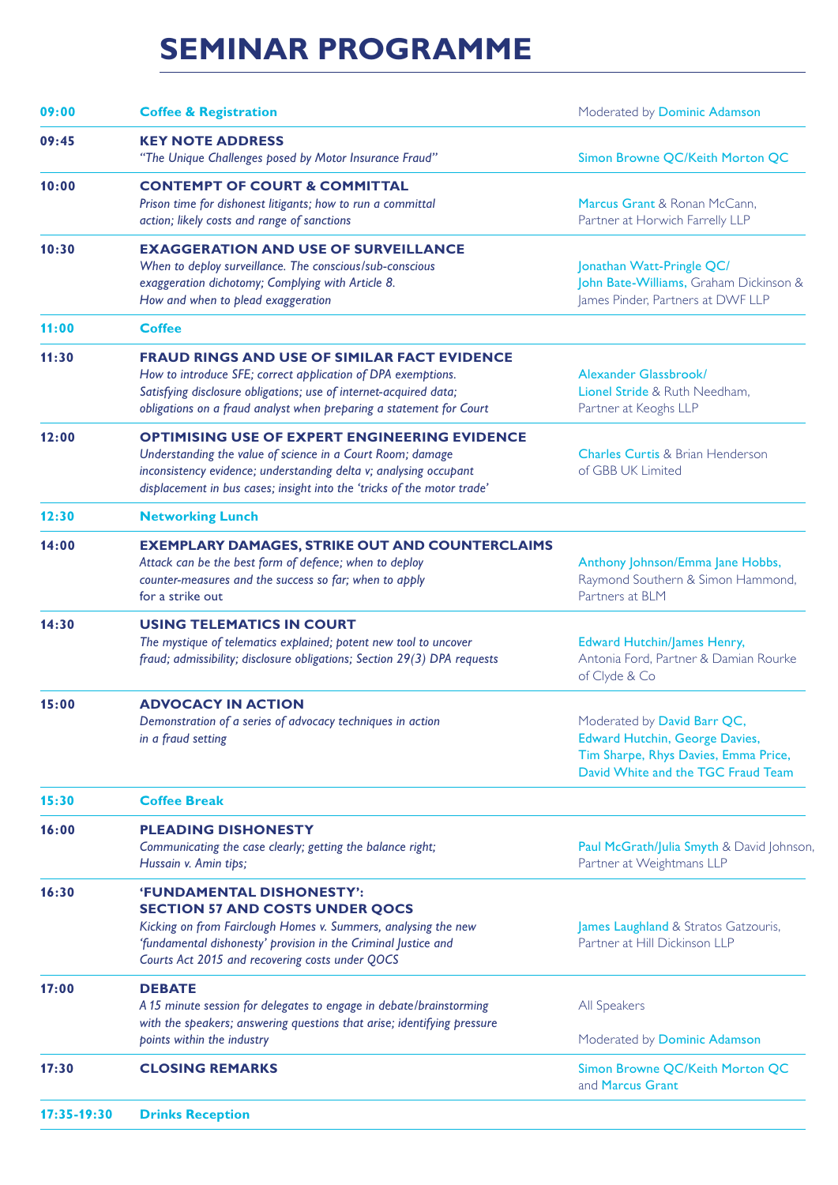# SEMINAR PROGRAMME

| | | |
|---|---|---|
| **09:00** | **Coffee & Registration** | Moderated by Dominic Adamson |
| **09:45** | **KEY NOTE ADDRESS**<br>*"The Unique Challenges posed by Motor Insurance Fraud"* | Simon Browne QC/Keith Morton QC |
| **10:00** | **CONTEMPT OF COURT & COMMITTAL**<br>*Prison time for dishonest litigants; how to run a committal action; likely costs and range of sanctions* | Marcus Grant & Ronan McCann, Partner at Horwich Farrelly LLP |
| **10:30** | **EXAGGERATION AND USE OF SURVEILLANCE**<br>*When to deploy surveillance. The conscious/sub-conscious exaggeration dichotomy; Complying with Article 8. How and when to plead exaggeration* | Jonathan Watt-Pringle QC/ John Bate-Williams, Graham Dickinson & James Pinder, Partners at DWF LLP |
| **11:00** | **Coffee** | |
| **11:30** | **FRAUD RINGS AND USE OF SIMILAR FACT EVIDENCE**<br>*How to introduce SFE; correct application of DPA exemptions. Satisfying disclosure obligations; use of internet-acquired data; obligations on a fraud analyst when preparing a statement for Court* | Alexander Glassbrook/ Lionel Stride & Ruth Needham, Partner at Keoghs LLP |
| **12:00** | **OPTIMISING USE OF EXPERT ENGINEERING EVIDENCE**<br>*Understanding the value of science in a Court Room; damage inconsistency evidence; understanding delta v; analysing occupant displacement in bus cases; insight into the 'tricks of the motor trade'* | Charles Curtis & Brian Henderson of GBB UK Limited |
| **12:30** | **Networking Lunch** | |
| **14:00** | **EXEMPLARY DAMAGES, STRIKE OUT AND COUNTERCLAIMS**<br>*Attack can be the best form of defence; when to deploy counter-measures and the success so far; when to apply for a strike out* | Anthony Johnson/Emma Jane Hobbs, Raymond Southern & Simon Hammond, Partners at BLM |
| **14:30** | **USING TELEMATICS IN COURT**<br>*The mystique of telematics explained; potent new tool to uncover fraud; admissibility; disclosure obligations; Section 29(3) DPA requests* | Edward Hutchin/James Henry, Antonia Ford, Partner & Damian Rourke of Clyde & Co |
| **15:00** | **ADVOCACY IN ACTION**<br>*Demonstration of a series of advocacy techniques in action in a fraud setting* | Moderated by David Barr QC, Edward Hutchin, George Davies, Tim Sharpe, Rhys Davies, Emma Price, David White and the TGC Fraud Team |
| **15:30** | **Coffee Break** | |
| **16:00** | **PLEADING DISHONESTY**<br>*Communicating the case clearly; getting the balance right; Hussain v. Amin tips;* | Paul McGrath/Julia Smyth & David Johnson, Partner at Weightmans LLP |
| **16:30** | **'FUNDAMENTAL DISHONESTY': SECTION 57 AND COSTS UNDER QOCS**<br>*Kicking on from Fairclough Homes v. Summers, analysing the new 'fundamental dishonesty' provision in the Criminal Justice and Courts Act 2015 and recovering costs under QOCS* | James Laughland & Stratos Gatzouris, Partner at Hill Dickinson LLP |
| **17:00** | **DEBATE**<br>*A 15 minute session for delegates to engage in debate/brainstorming with the speakers; answering questions that arise; identifying pressure points within the industry* | All Speakers<br>Moderated by Dominic Adamson |
| **17:30** | **CLOSING REMARKS** | Simon Browne QC/Keith Morton QC and Marcus Grant |
| **17:35-19:30** | **Drinks Reception** | |